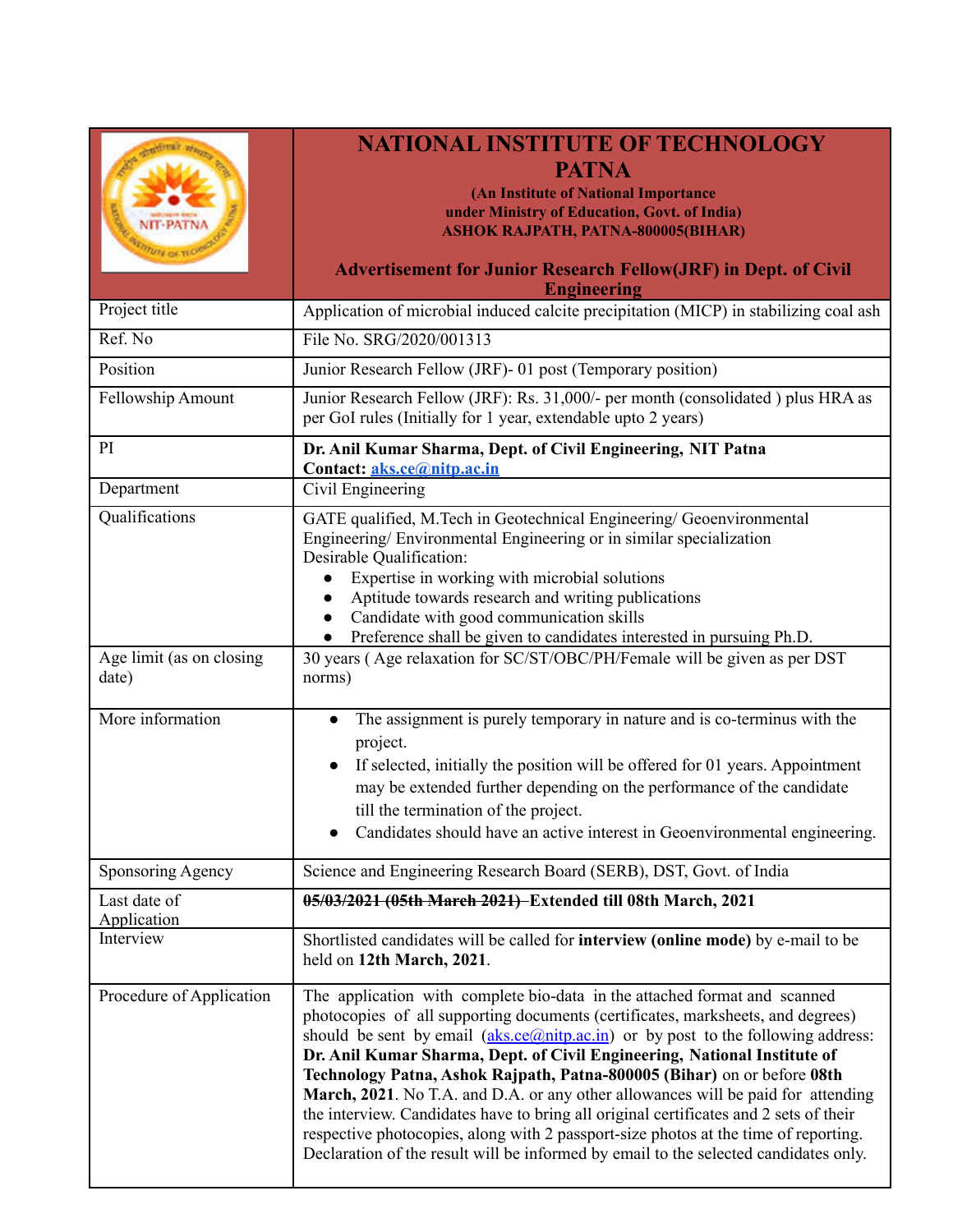# NATIONAL INSTITUTE OF TECHNOLOGY PATNA

**(An Institute of National Importance under Ministry of Education, Govt. of India)**
**ASHOK RAJPATH, PATNA-800005(BIHAR)**

## Advertisement for Junior Research Fellow(JRF) in Dept. of Civil Engineering

| | |
|---|---|
| Project title | Application of microbial induced calcite precipitation (MICP) in stabilizing coal ash |
| Ref. No | File No. SRG/2020/001313 |
| Position | Junior Research Fellow (JRF)- 01 post (Temporary position) |
| Fellowship Amount | Junior Research Fellow (JRF): Rs. 31,000/- per month (consolidated ) plus HRA as per GoI rules (Initially for 1 year, extendable upto 2 years) |
| PI | **Dr. Anil Kumar Sharma, Dept. of Civil Engineering, NIT Patna**<br>**Contact: aks.ce@nitp.ac.in** |
| Department | Civil Engineering |
| Qualifications | GATE qualified, M.Tech in Geotechnical Engineering/ Geoenvironmental Engineering/ Environmental Engineering or in similar specialization<br>Desirable Qualification:<br>● Expertise in working with microbial solutions<br>● Aptitude towards research and writing publications<br>● Candidate with good communication skills<br>● Preference shall be given to candidates interested in pursuing Ph.D. |
| Age limit (as on closing date) | 30 years ( Age relaxation for SC/ST/OBC/PH/Female will be given as per DST norms) |
| More information | ● The assignment is purely temporary in nature and is co-terminus with the project.<br>● If selected, initially the position will be offered for 01 years. Appointment may be extended further depending on the performance of the candidate till the termination of the project.<br>● Candidates should have an active interest in Geoenvironmental engineering. |
| Sponsoring Agency | Science and Engineering Research Board (SERB), DST, Govt. of India |
| Last date of Application | **~~05/03/2021 (05th March 2021)~~ Extended till 08th March, 2021** |
| Interview | Shortlisted candidates will be called for **interview (online mode)** by e-mail to be held on **12th March, 2021**. |
| Procedure of Application | The application with complete bio-data in the attached format and scanned photocopies of all supporting documents (certificates, marksheets, and degrees) should be sent by email (aks.ce@nitp.ac.in) or by post to the following address: **Dr. Anil Kumar Sharma, Dept. of Civil Engineering, National Institute of Technology Patna, Ashok Rajpath, Patna-800005 (Bihar)** on or before **08th March, 2021**. No T.A. and D.A. or any other allowances will be paid for attending the interview. Candidates have to bring all original certificates and 2 sets of their respective photocopies, along with 2 passport-size photos at the time of reporting. Declaration of the result will be informed by email to the selected candidates only. |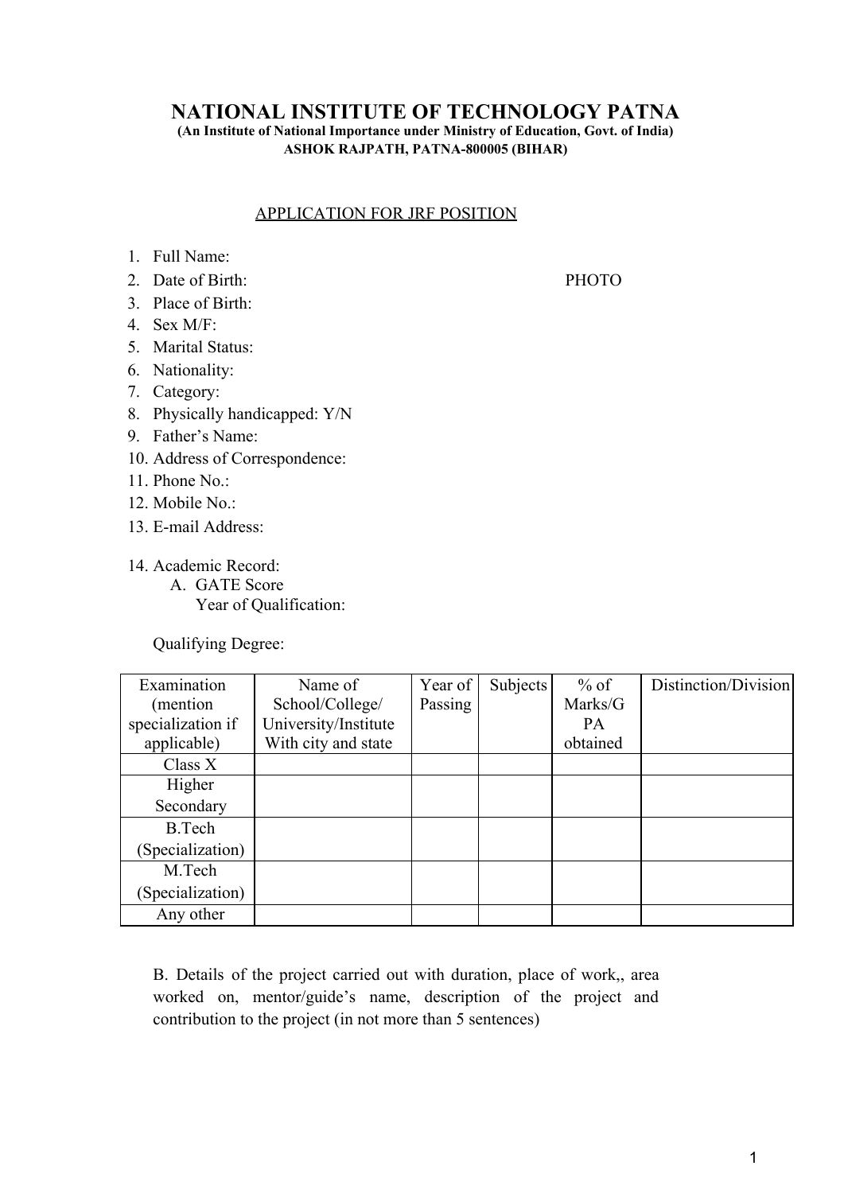# NATIONAL INSTITUTE OF TECHNOLOGY PATNA

**(An Institute of National Importance under Ministry of Education, Govt. of India)**

**ASHOK RAJPATH, PATNA-800005 (BIHAR)**

APPLICATION FOR JRF POSITION

1. Full Name:
2. Date of Birth: PHOTO
3. Place of Birth:
4. Sex M/F:
5. Marital Status:
6. Nationality:
7. Category:
8. Physically handicapped: Y/N
9. Father's Name:
10. Address of Correspondence:
11. Phone No.:
12. Mobile No.:
13. E-mail Address:
14. Academic Record:
    A. GATE Score
       Year of Qualification:

Qualifying Degree:

| Examination (mention specialization if applicable) | Name of School/College/ University/Institute With city and state | Year of Passing | Subjects | % of Marks/GPA obtained | Distinction/Division |
|---|---|---|---|---|---|
| Class X | | | | | |
| Higher Secondary | | | | | |
| B.Tech (Specialization) | | | | | |
| M.Tech (Specialization) | | | | | |
| Any other | | | | | |

B. Details of the project carried out with duration, place of work,, area worked on, mentor/guide's name, description of the project and contribution to the project (in not more than 5 sentences)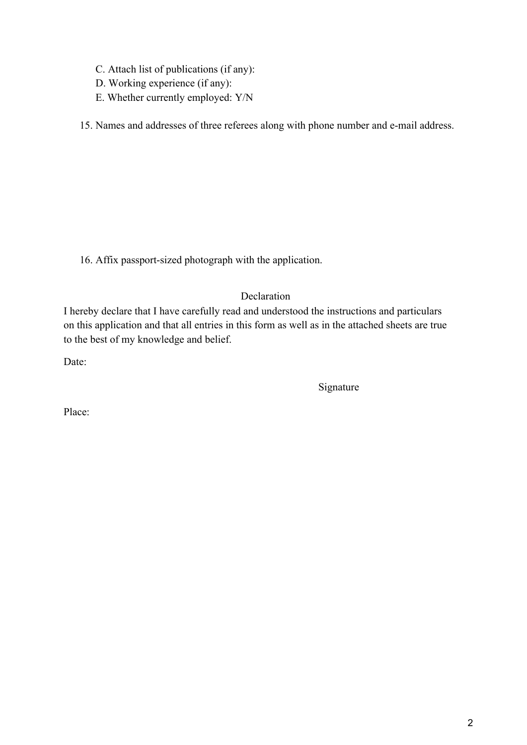C. Attach list of publications (if any):
D. Working experience (if any):
E. Whether currently employed: Y/N

15. Names and addresses of three referees along with phone number and e-mail address.

16. Affix passport-sized photograph with the application.

## Declaration

I hereby declare that I have carefully read and understood the instructions and particulars on this application and that all entries in this form as well as in the attached sheets are true to the best of my knowledge and belief.

Date:

Signature

Place: